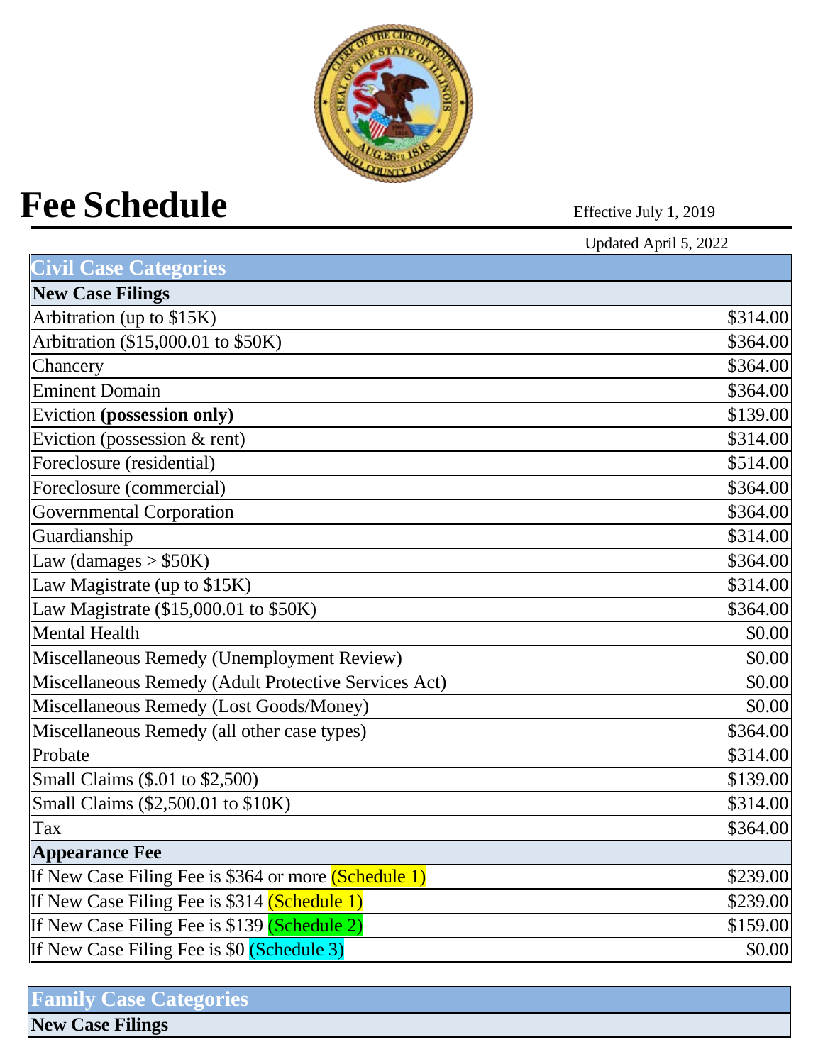# Fee Schedule

Effective July 1, 2019

Updated April 5, 2022

| Civil Case Categories | |
|---|---|
| **New Case Filings** | |
| Arbitration (up to $15K) | $314.00 |
| Arbitration ($15,000.01 to $50K) | $364.00 |
| Chancery | $364.00 |
| Eminent Domain | $364.00 |
| Eviction **(possession only)** | $139.00 |
| Eviction (possession & rent) | $314.00 |
| Foreclosure (residential) | $514.00 |
| Foreclosure (commercial) | $364.00 |
| Governmental Corporation | $364.00 |
| Guardianship | $314.00 |
| Law (damages > $50K) | $364.00 |
| Law Magistrate (up to $15K) | $314.00 |
| Law Magistrate ($15,000.01 to $50K) | $364.00 |
| Mental Health | $0.00 |
| Miscellaneous Remedy (Unemployment Review) | $0.00 |
| Miscellaneous Remedy (Adult Protective Services Act) | $0.00 |
| Miscellaneous Remedy (Lost Goods/Money) | $0.00 |
| Miscellaneous Remedy (all other case types) | $364.00 |
| Probate | $314.00 |
| Small Claims ($.01 to $2,500) | $139.00 |
| Small Claims ($2,500.01 to $10K) | $314.00 |
| Tax | $364.00 |
| **Appearance Fee** | |
| If New Case Filing Fee is $364 or more (Schedule 1) | $239.00 |
| If New Case Filing Fee is $314 (Schedule 1) | $239.00 |
| If New Case Filing Fee is $139 (Schedule 2) | $159.00 |
| If New Case Filing Fee is $0 (Schedule 3) | $0.00 |

| Family Case Categories |
|---|
| **New Case Filings** |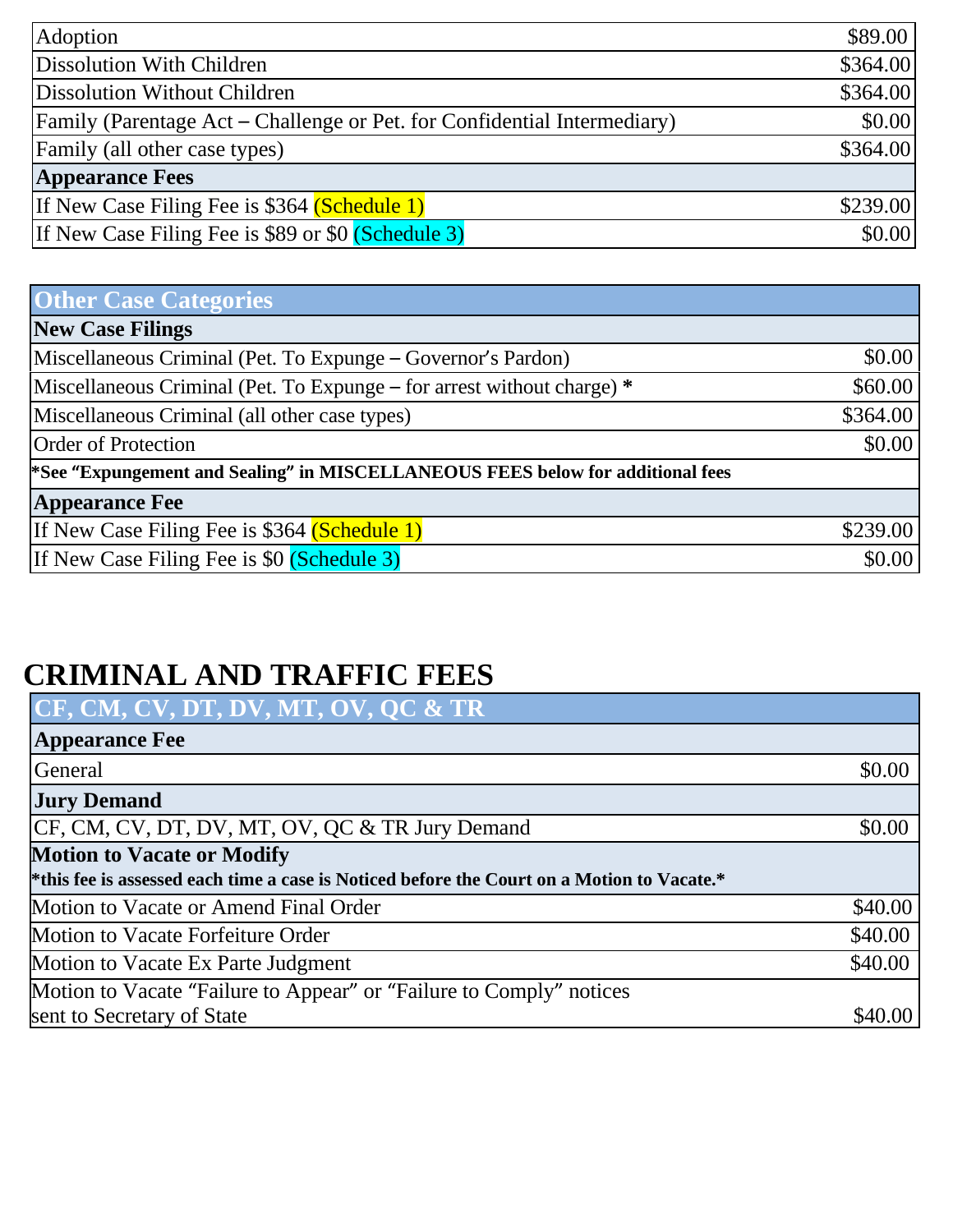| | |
|---|---|
| Adoption | $89.00 |
| Dissolution With Children | $364.00 |
| Dissolution Without Children | $364.00 |
| Family (Parentage Act – Challenge or Pet. for Confidential Intermediary) | $0.00 |
| Family (all other case types) | $364.00 |
| **Appearance Fees** | |
| If New Case Filing Fee is $364 (Schedule 1) | $239.00 |
| If New Case Filing Fee is $89 or $0 (Schedule 3) | $0.00 |

| **Other Case Categories** | |
|---|---|
| **New Case Filings** | |
| Miscellaneous Criminal (Pet. To Expunge – Governor's Pardon) | $0.00 |
| Miscellaneous Criminal (Pet. To Expunge – for arrest without charge) * | $60.00 |
| Miscellaneous Criminal (all other case types) | $364.00 |
| Order of Protection | $0.00 |
| ***See "Expungement and Sealing" in MISCELLANEOUS FEES below for additional fees** | |
| **Appearance Fee** | |
| If New Case Filing Fee is $364 (Schedule 1) | $239.00 |
| If New Case Filing Fee is $0 (Schedule 3) | $0.00 |

# CRIMINAL AND TRAFFIC FEES

| **CF, CM, CV, DT, DV, MT, OV, QC & TR** | |
|---|---|
| **Appearance Fee** | |
| General | $0.00 |
| **Jury Demand** | |
| CF, CM, CV, DT, DV, MT, OV, QC & TR Jury Demand | $0.00 |
| **Motion to Vacate or Modify** ***this fee is assessed each time a case is Noticed before the Court on a Motion to Vacate.*** | |
| Motion to Vacate or Amend Final Order | $40.00 |
| Motion to Vacate Forfeiture Order | $40.00 |
| Motion to Vacate Ex Parte Judgment | $40.00 |
| Motion to Vacate "Failure to Appear" or "Failure to Comply" notices sent to Secretary of State | $40.00 |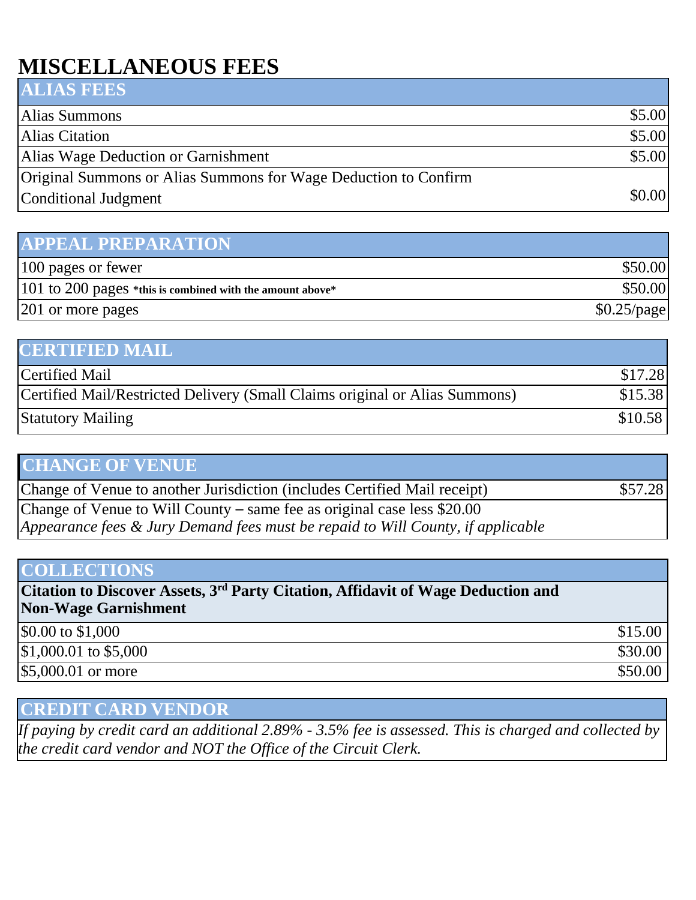# MISCELLANEOUS FEES

| ALIAS FEES | |
|---|---|
| Alias Summons | $5.00 |
| Alias Citation | $5.00 |
| Alias Wage Deduction or Garnishment | $5.00 |
| Original Summons or Alias Summons for Wage Deduction to Confirm Conditional Judgment | $0.00 |

| APPEAL PREPARATION | |
|---|---|
| 100 pages or fewer | $50.00 |
| 101 to 200 pages **\*this is combined with the amount above\*** | $50.00 |
| 201 or more pages | $0.25/page |

| CERTIFIED MAIL | |
|---|---|
| Certified Mail | $17.28 |
| Certified Mail/Restricted Delivery (Small Claims original or Alias Summons) | $15.38 |
| Statutory Mailing | $10.58 |

| CHANGE OF VENUE | |
|---|---|
| Change of Venue to another Jurisdiction (includes Certified Mail receipt) | $57.28 |
| Change of Venue to Will County – same fee as original case less $20.00<br>*Appearance fees & Jury Demand fees must be repaid to Will County, if applicable* | |

| COLLECTIONS | |
|---|---|
| **Citation to Discover Assets, 3rd Party Citation, Affidavit of Wage Deduction and Non-Wage Garnishment** | |
| $0.00 to $1,000 | $15.00 |
| $1,000.01 to $5,000 | $30.00 |
| $5,000.01 or more | $50.00 |

| CREDIT CARD VENDOR |
|---|
| *If paying by credit card an additional 2.89% - 3.5% fee is assessed. This is charged and collected by the credit card vendor and NOT the Office of the Circuit Clerk.* |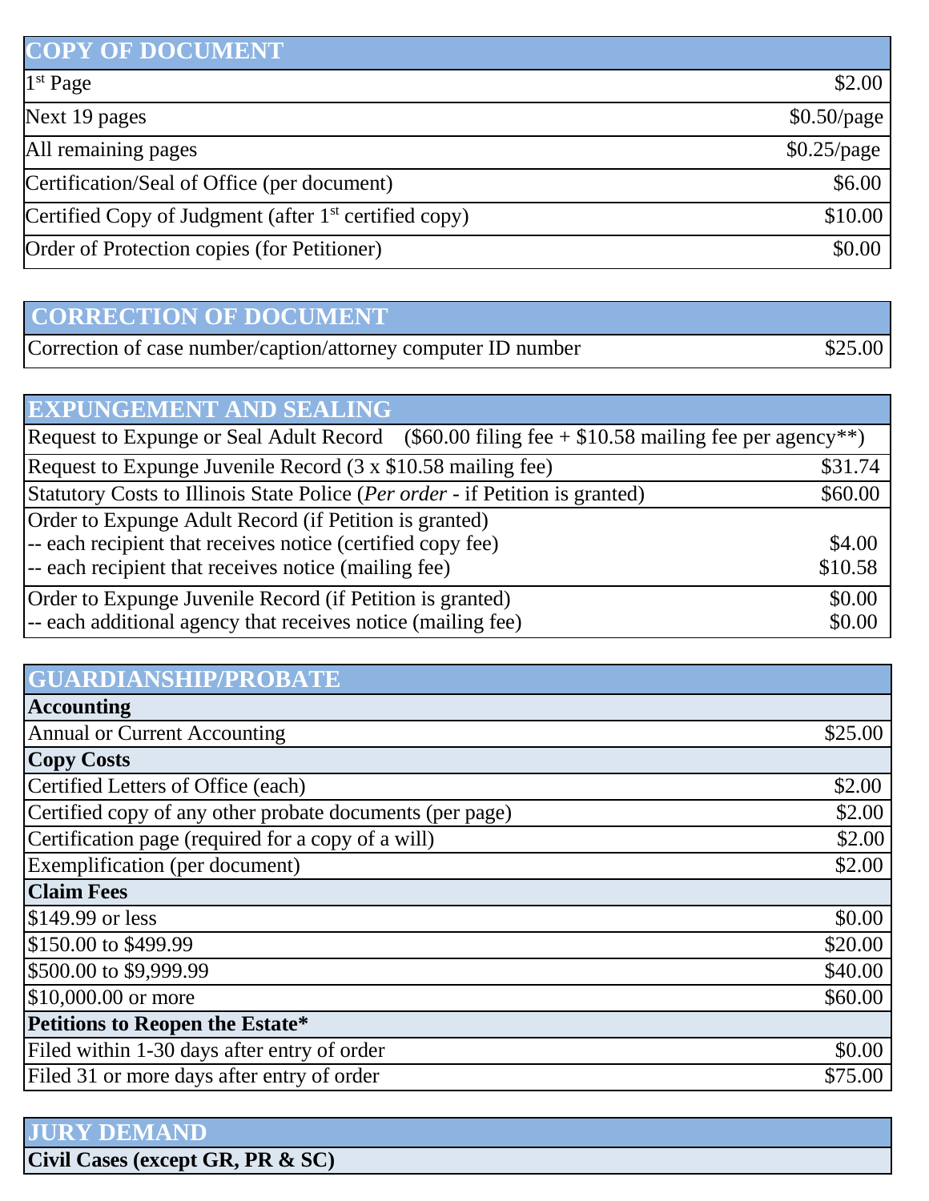| COPY OF DOCUMENT | |
|---|---|
| 1st Page | $2.00 |
| Next 19 pages | $0.50/page |
| All remaining pages | $0.25/page |
| Certification/Seal of Office (per document) | $6.00 |
| Certified Copy of Judgment (after 1st certified copy) | $10.00 |
| Order of Protection copies (for Petitioner) | $0.00 |

| CORRECTION OF DOCUMENT | |
|---|---|
| Correction of case number/caption/attorney computer ID number | $25.00 |

| EXPUNGEMENT AND SEALING | |
|---|---|
| Request to Expunge or Seal Adult Record ($60.00 filing fee + $10.58 mailing fee per agency**) | |
| Request to Expunge Juvenile Record (3 x $10.58 mailing fee) | $31.74 |
| Statutory Costs to Illinois State Police (*Per order* - if Petition is granted) | $60.00 |
| Order to Expunge Adult Record (if Petition is granted) | |
| -- each recipient that receives notice (certified copy fee) | $4.00 |
| -- each recipient that receives notice (mailing fee) | $10.58 |
| Order to Expunge Juvenile Record (if Petition is granted) | $0.00 |
| -- each additional agency that receives notice (mailing fee) | $0.00 |

| GUARDIANSHIP/PROBATE | |
|---|---|
| **Accounting** | |
| Annual or Current Accounting | $25.00 |
| **Copy Costs** | |
| Certified Letters of Office (each) | $2.00 |
| Certified copy of any other probate documents (per page) | $2.00 |
| Certification page (required for a copy of a will) | $2.00 |
| Exemplification (per document) | $2.00 |
| **Claim Fees** | |
| $149.99 or less | $0.00 |
| $150.00 to $499.99 | $20.00 |
| $500.00 to $9,999.99 | $40.00 |
| $10,000.00 or more | $60.00 |
| **Petitions to Reopen the Estate*** | |
| Filed within 1-30 days after entry of order | $0.00 |
| Filed 31 or more days after entry of order | $75.00 |

| JURY DEMAND | |
|---|---|
| **Civil Cases (except GR, PR & SC)** | |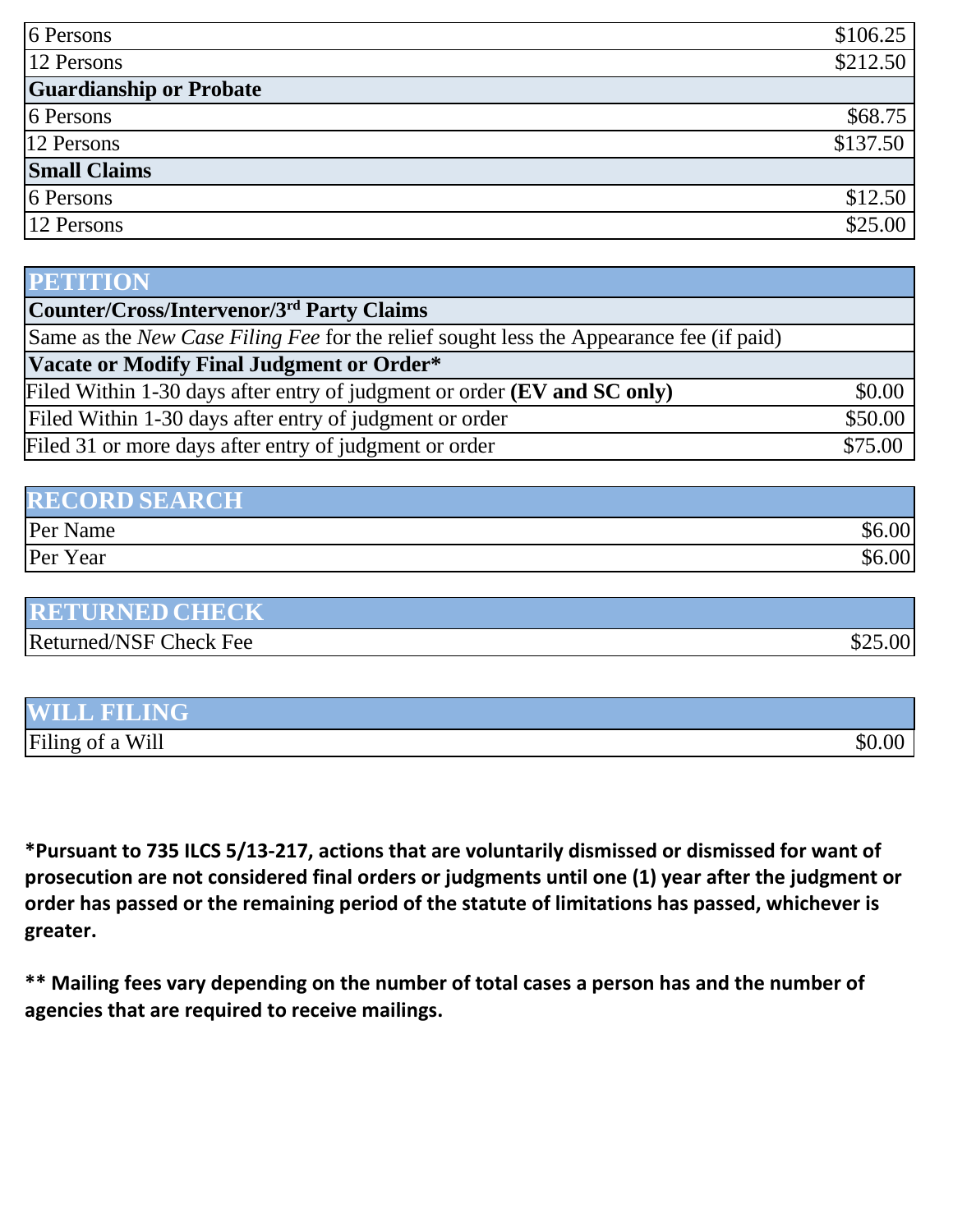| | |
|---|---|
| 6 Persons | $106.25 |
| 12 Persons | $212.50 |
| **Guardianship or Probate** | |
| 6 Persons | $68.75 |
| 12 Persons | $137.50 |
| **Small Claims** | |
| 6 Persons | $12.50 |
| 12 Persons | $25.00 |

| **PETITION** | |
|---|---|
| **Counter/Cross/Intervenor/3rd Party Claims** | |
| Same as the *New Case Filing Fee* for the relief sought less the Appearance fee (if paid) | |
| **Vacate or Modify Final Judgment or Order*** | |
| Filed Within 1-30 days after entry of judgment or order **(EV and SC only)** | $0.00 |
| Filed Within 1-30 days after entry of judgment or order | $50.00 |
| Filed 31 or more days after entry of judgment or order | $75.00 |

| **RECORD SEARCH** | |
|---|---|
| Per Name | $6.00 |
| Per Year | $6.00 |

| **RETURNED CHECK** | |
|---|---|
| Returned/NSF Check Fee | $25.00 |

| **WILL FILING** | |
|---|---|
| Filing of a Will | $0.00 |

**\*Pursuant to 735 ILCS 5/13-217, actions that are voluntarily dismissed or dismissed for want of prosecution are not considered final orders or judgments until one (1) year after the judgment or order has passed or the remaining period of the statute of limitations has passed, whichever is greater.**

**\*\* Mailing fees vary depending on the number of total cases a person has and the number of agencies that are required to receive mailings.**